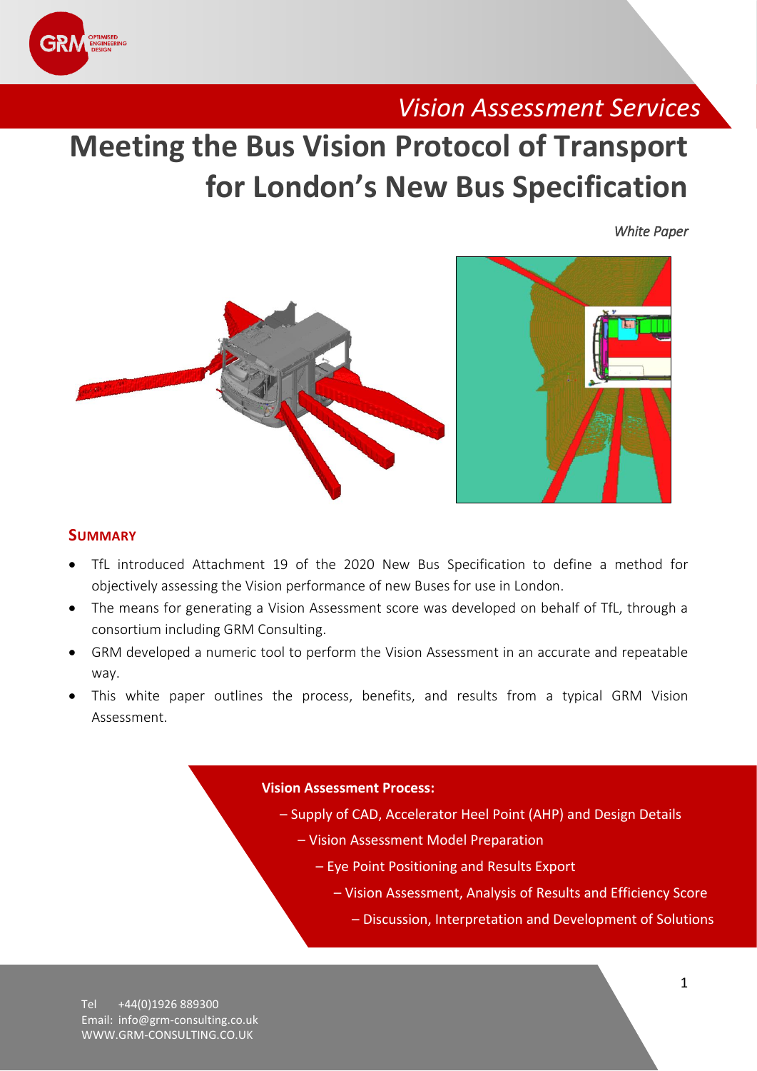*Vision Assessment Services*

# Meeting the Bus Vision Protocol of Transport for London's New Bus Specification

*White Paper*

## Summary

- TfL introduced Attachment 19 of the 2020 New Bus Specification to define a method for objectively assessing the Vision performance of new Buses for use in London.
- The means for generating a Vision Assessment score was developed on behalf of TfL, through a consortium including GRM Consulting.
- GRM developed a numeric tool to perform the Vision Assessment in an accurate and repeatable way.
- This white paper outlines the process, benefits, and results from a typical GRM Vision Assessment.

**Vision Assessment Process:**

– Supply of CAD, Accelerator Heel Point (AHP) and Design Details

– Vision Assessment Model Preparation

– Eye Point Positioning and Results Export

– Vision Assessment, Analysis of Results and Efficiency Score

– Discussion, Interpretation and Development of Solutions

Tel +44(0)1926 889300
Email: info@grm-consulting.co.uk
WWW.GRM-CONSULTING.CO.UK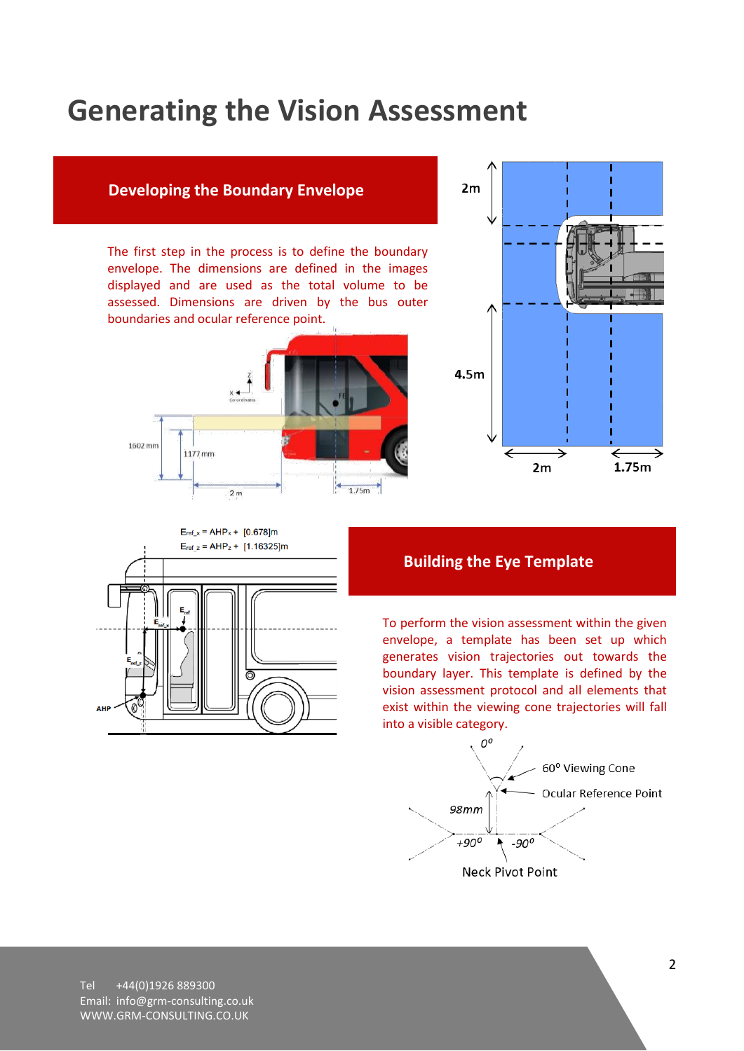# Generating the Vision Assessment

## Developing the Boundary Envelope

The first step in the process is to define the boundary envelope. The dimensions are defined in the images displayed and are used as the total volume to be assessed. Dimensions are driven by the bus outer boundaries and ocular reference point.

$E_{ref\_x} = AHP_x + [0.678]m$

$E_{ref\_z} = AHP_z + [1.16325]m$

## Building the Eye Template

To perform the vision assessment within the given envelope, a template has been set up which generates vision trajectories out towards the boundary layer. This template is defined by the vision assessment protocol and all elements that exist within the viewing cone trajectories will fall into a visible category.

Tel +44(0)1926 889300
Email: info@grm-consulting.co.uk
WWW.GRM-CONSULTING.CO.UK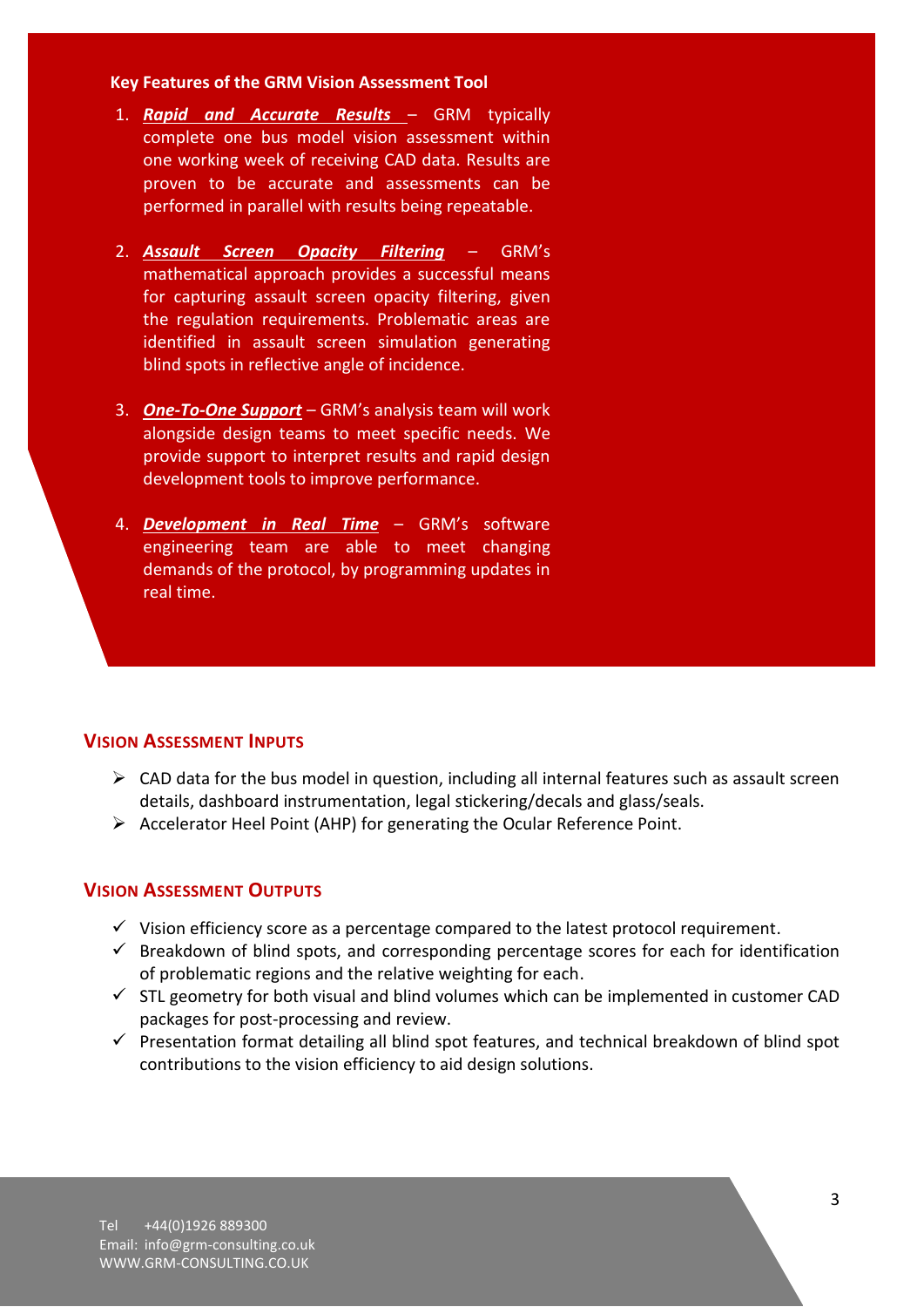**Key Features of the GRM Vision Assessment Tool**

1. ***Rapid and Accurate Results*** – GRM typically complete one bus model vision assessment within one working week of receiving CAD data. Results are proven to be accurate and assessments can be performed in parallel with results being repeatable.

2. ***Assault Screen Opacity Filtering*** – GRM's mathematical approach provides a successful means for capturing assault screen opacity filtering, given the regulation requirements. Problematic areas are identified in assault screen simulation generating blind spots in reflective angle of incidence.

3. ***One-To-One Support*** – GRM's analysis team will work alongside design teams to meet specific needs. We provide support to interpret results and rapid design development tools to improve performance.

4. ***Development in Real Time*** – GRM's software engineering team are able to meet changing demands of the protocol, by programming updates in real time.

## Vision Assessment Inputs

- CAD data for the bus model in question, including all internal features such as assault screen details, dashboard instrumentation, legal stickering/decals and glass/seals.
- Accelerator Heel Point (AHP) for generating the Ocular Reference Point.

## Vision Assessment Outputs

- Vision efficiency score as a percentage compared to the latest protocol requirement.
- Breakdown of blind spots, and corresponding percentage scores for each for identification of problematic regions and the relative weighting for each.
- STL geometry for both visual and blind volumes which can be implemented in customer CAD packages for post-processing and review.
- Presentation format detailing all blind spot features, and technical breakdown of blind spot contributions to the vision efficiency to aid design solutions.

Tel +44(0)1926 889300
Email: info@grm-consulting.co.uk
WWW.GRM-CONSULTING.CO.UK